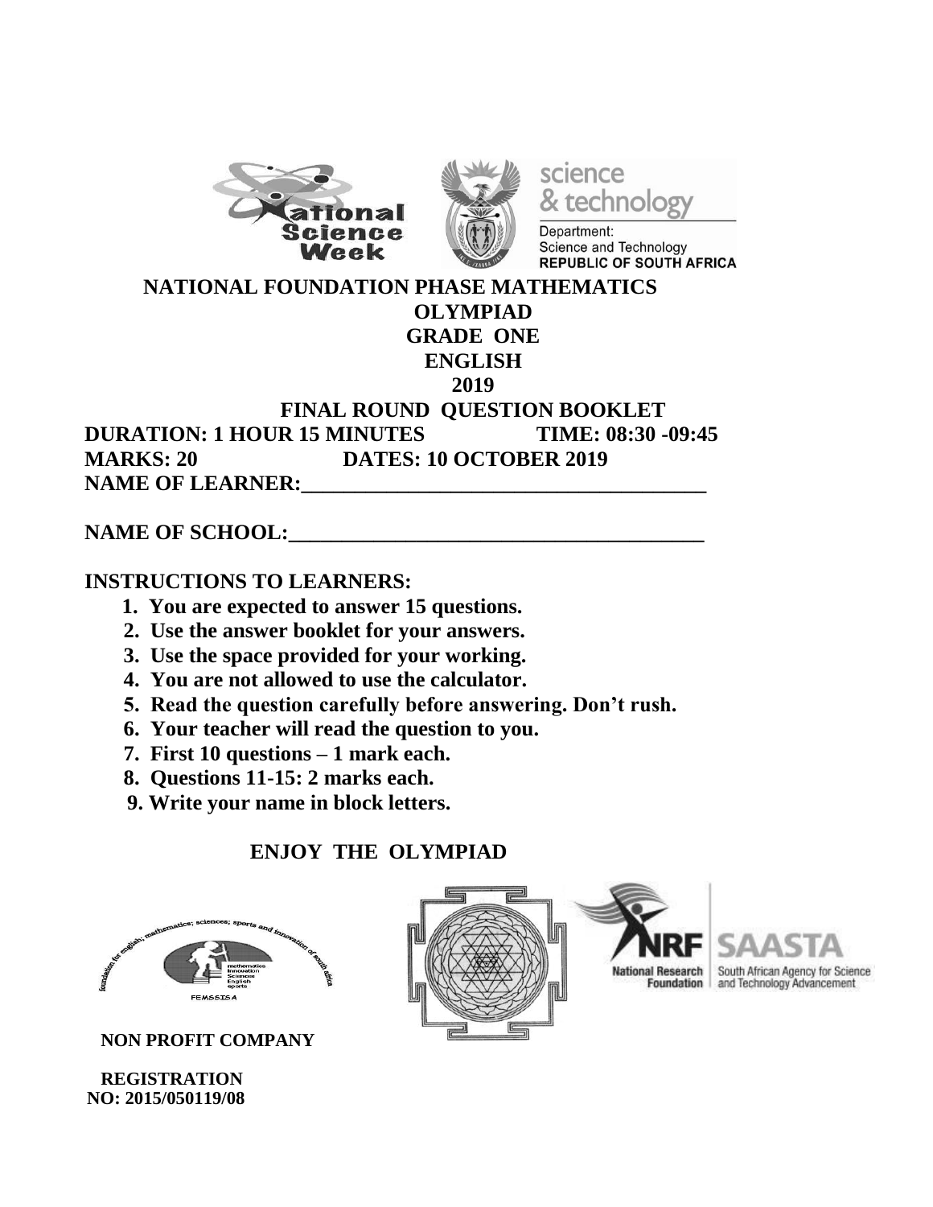# NATIONAL FOUNDATION PHASE MATHEMATICS OLYMPIAD

## GRADE ONE

## ENGLISH

## 2019

## FINAL ROUND QUESTION BOOKLET

**DURATION: 1 HOUR 15 MINUTES** **TIME: 08:30 -09:45**

**MARKS: 20** **DATES: 10 OCTOBER 2019**

**NAME OF LEARNER:_______________________________________**

**NAME OF SCHOOL:_______________________________________**

**INSTRUCTIONS TO LEARNERS:**

1. **You are expected to answer 15 questions.**
2. **Use the answer booklet for your answers.**
3. **Use the space provided for your working.**
4. **You are not allowed to use the calculator.**
5. **Read the question carefully before answering. Don't rush.**
6. **Your teacher will read the question to you.**
7. **First 10 questions – 1 mark each.**
8. **Questions 11-15: 2 marks each.**
9. **Write your name in block letters.**

**ENJOY THE OLYMPIAD**

**NON PROFIT COMPANY**

**REGISTRATION NO: 2015/050119/08**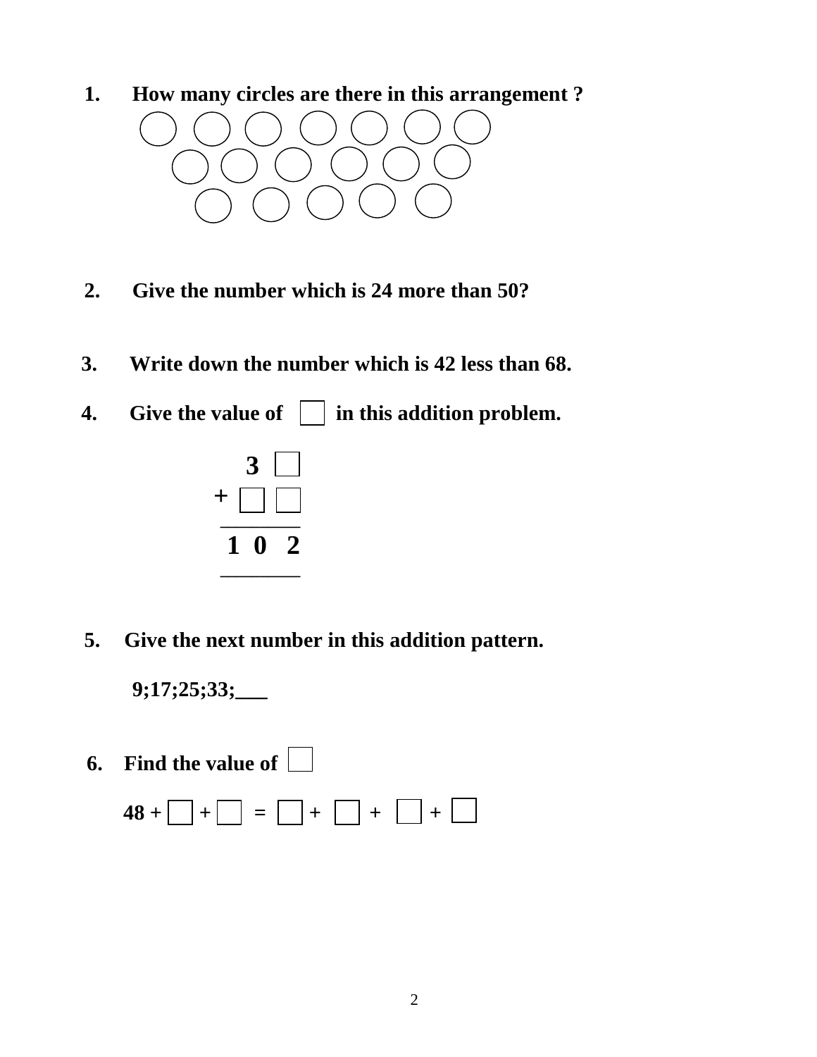1. **How many circles are there in this arrangement ?**

   ○ ○ ○ ○ ○ ○ ○
   ○ ○ ○ ○ ○ ○
   ○ ○ ○ ○ ○

2. **Give the number which is 24 more than 50?**

3. **Write down the number which is 42 less than 68.**

4. **Give the value of ☐ in this addition problem.**

```
   3 ☐
+ ☐ ☐
-------
 1 0 2
-------
```

5. **Give the next number in this addition pattern.**

   **9;17;25;33;\_\_\_**

6. **Find the value of ☐**

   **48 + ☐ + ☐ = ☐ + ☐ + ☐ + ☐**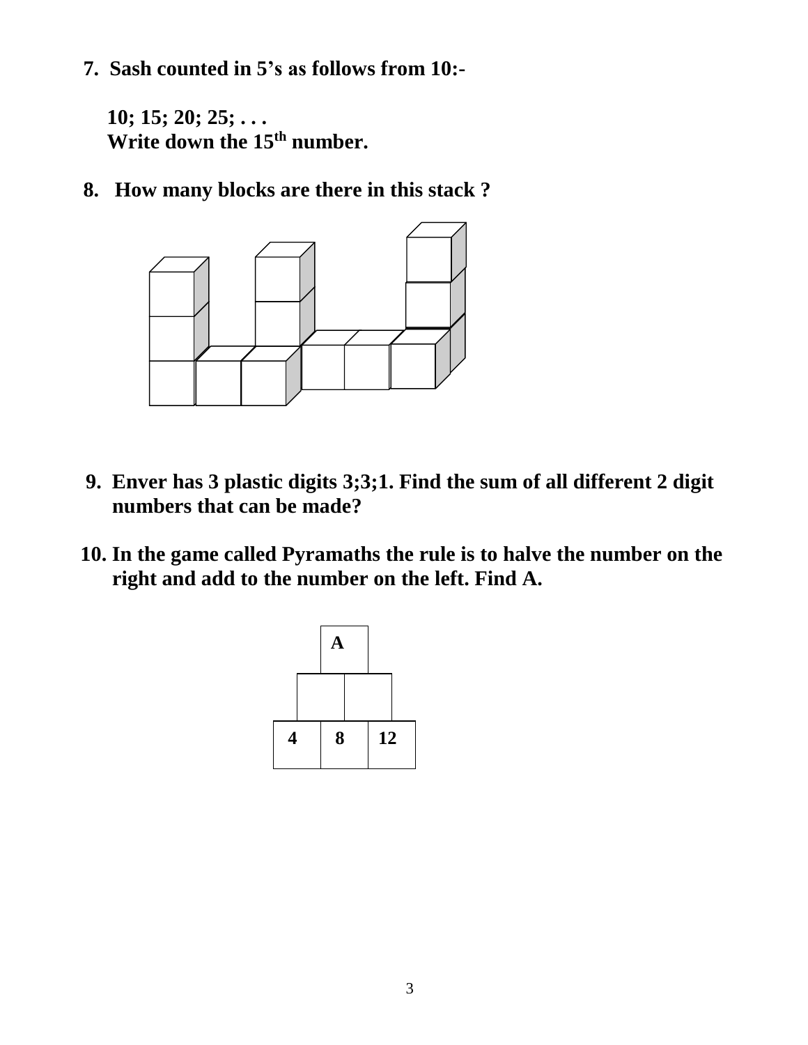7. **Sash counted in 5's as follows from 10:-**

   **10; 15; 20; 25; . . .**
   **Write down the 15$^{th}$ number.**

8. **How many blocks are there in this stack ?**

9. **Enver has 3 plastic digits 3;3;1. Find the sum of all different 2 digit numbers that can be made?**

10. **In the game called Pyramaths the rule is to halve the number on the right and add to the number on the left. Find A.**

| | A | |
|---|---|---|
| | | |
| 4 | 8 | 12 |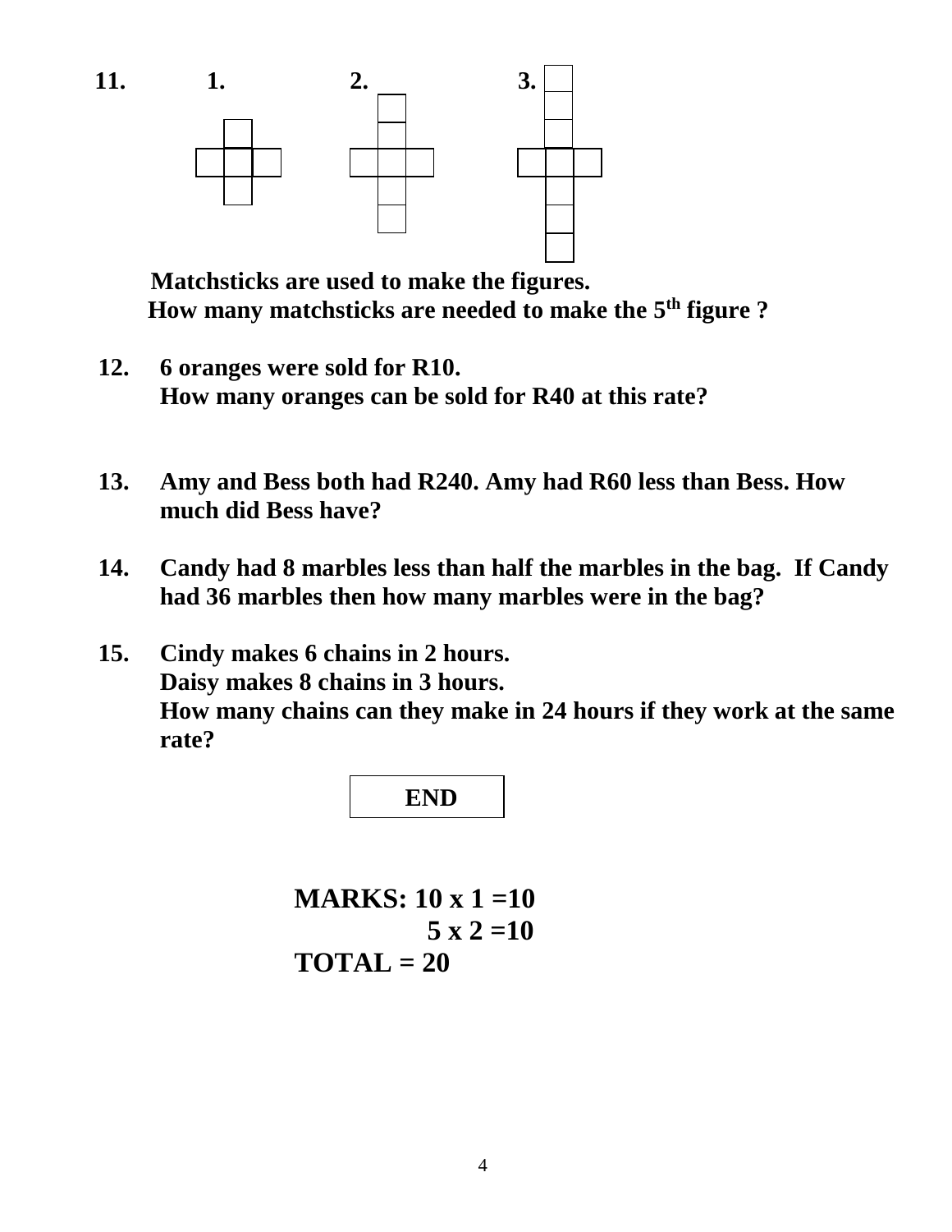**11.** 1. 2. 3.

**Matchsticks are used to make the figures.**
**How many matchsticks are needed to make the 5th figure ?**

**12.** **6 oranges were sold for R10.**
**How many oranges can be sold for R40 at this rate?**

**13.** **Amy and Bess both had R240. Amy had R60 less than Bess. How much did Bess have?**

**14.** **Candy had 8 marbles less than half the marbles in the bag. If Candy had 36 marbles then how many marbles were in the bag?**

**15.** **Cindy makes 6 chains in 2 hours.**
**Daisy makes 8 chains in 3 hours.**
**How many chains can they make in 24 hours if they work at the same rate?**

**END**

**MARKS: 10 x 1 =10**
**5 x 2 =10**
**TOTAL = 20**